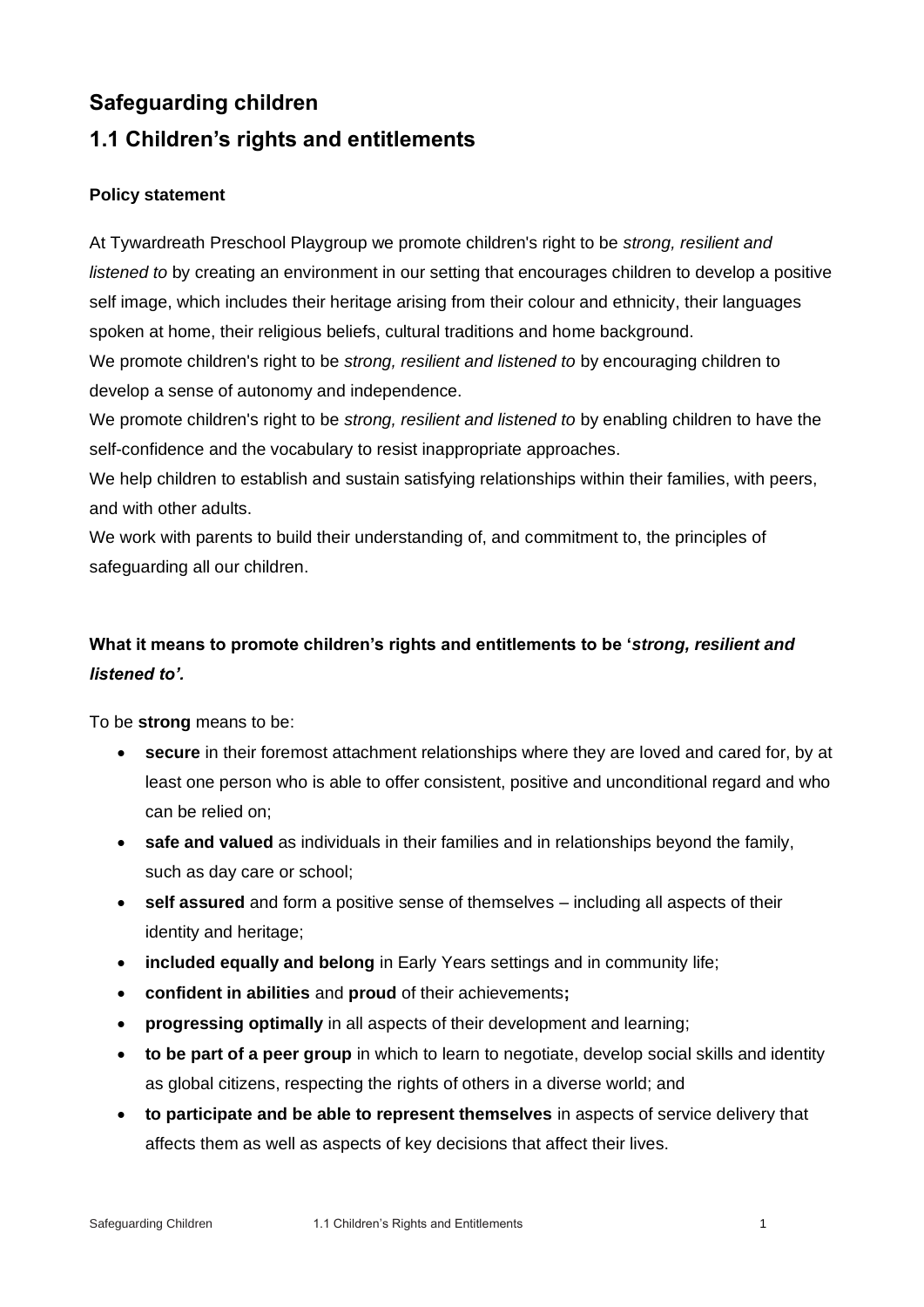# Safeguarding children

# 1.1 Children's rights and entitlements

### Policy statement

At Tywardreath Preschool Playgroup we promote children's right to be *strong, resilient and listened to* by creating an environment in our setting that encourages children to develop a positive self image, which includes their heritage arising from their colour and ethnicity, their languages spoken at home, their religious beliefs, cultural traditions and home background.

We promote children's right to be *strong, resilient and listened to* by encouraging children to develop a sense of autonomy and independence.

We promote children's right to be *strong, resilient and listened to* by enabling children to have the self-confidence and the vocabulary to resist inappropriate approaches.

We help children to establish and sustain satisfying relationships within their families, with peers, and with other adults.

We work with parents to build their understanding of, and commitment to, the principles of safeguarding all our children.

### What it means to promote children's rights and entitlements to be '*strong, resilient and listened to'.*

To be **strong** means to be:

- **secure** in their foremost attachment relationships where they are loved and cared for, by at least one person who is able to offer consistent, positive and unconditional regard and who can be relied on;
- **safe and valued** as individuals in their families and in relationships beyond the family, such as day care or school;
- **self assured** and form a positive sense of themselves – including all aspects of their identity and heritage;
- **included equally and belong** in Early Years settings and in community life;
- **confident in abilities** and **proud** of their achievements**;**
- **progressing optimally** in all aspects of their development and learning;
- **to be part of a peer group** in which to learn to negotiate, develop social skills and identity as global citizens, respecting the rights of others in a diverse world; and
- **to participate and be able to represent themselves** in aspects of service delivery that affects them as well as aspects of key decisions that affect their lives.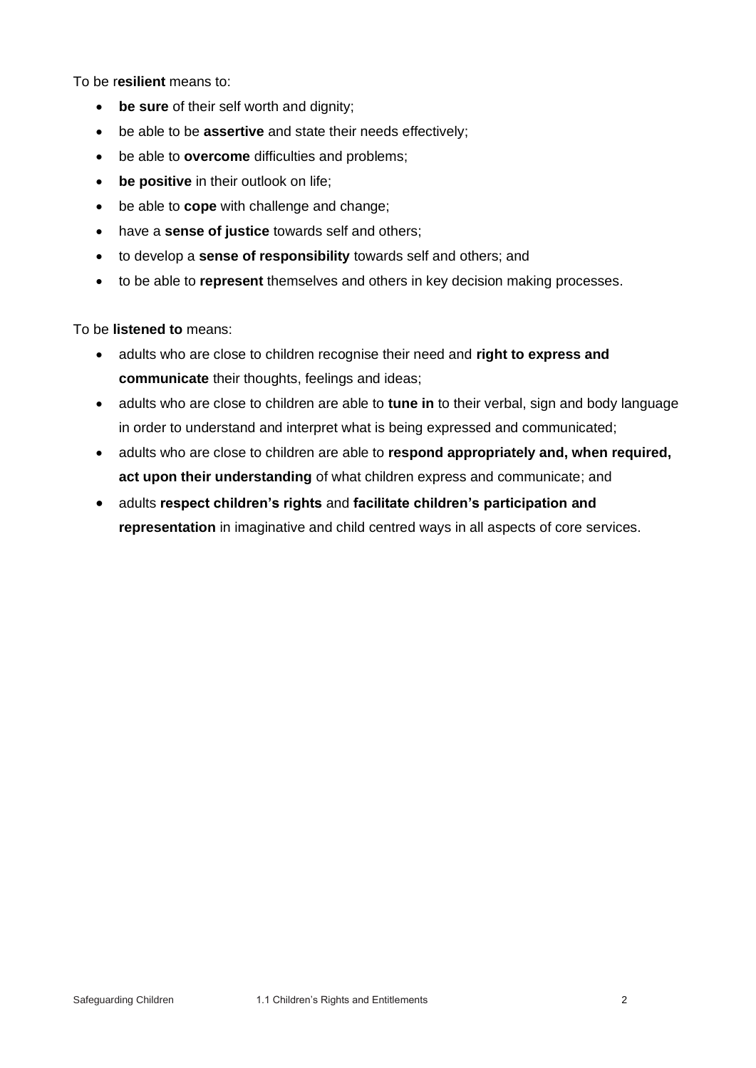To be r**esilient** means to:

- **be sure** of their self worth and dignity;
- be able to be **assertive** and state their needs effectively;
- be able to **overcome** difficulties and problems;
- **be positive** in their outlook on life;
- be able to **cope** with challenge and change;
- have a **sense of justice** towards self and others;
- to develop a **sense of responsibility** towards self and others; and
- to be able to **represent** themselves and others in key decision making processes.

To be **listened to** means:

- adults who are close to children recognise their need and **right to express and communicate** their thoughts, feelings and ideas;
- adults who are close to children are able to **tune in** to their verbal, sign and body language in order to understand and interpret what is being expressed and communicated;
- adults who are close to children are able to **respond appropriately and, when required, act upon their understanding** of what children express and communicate; and
- adults **respect children's rights** and **facilitate children's participation and representation** in imaginative and child centred ways in all aspects of core services.